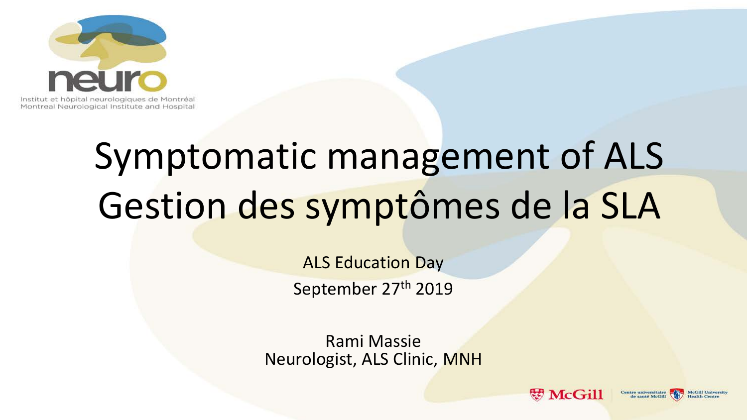Institut et hôpital neurologiques de Montréal
Montreal Neurological Institute and Hospital

# Symptomatic management of ALS
# Gestion des symptômes de la SLA

ALS Education Day

September 27th 2019

Rami Massie
Neurologist, ALS Clinic, MNH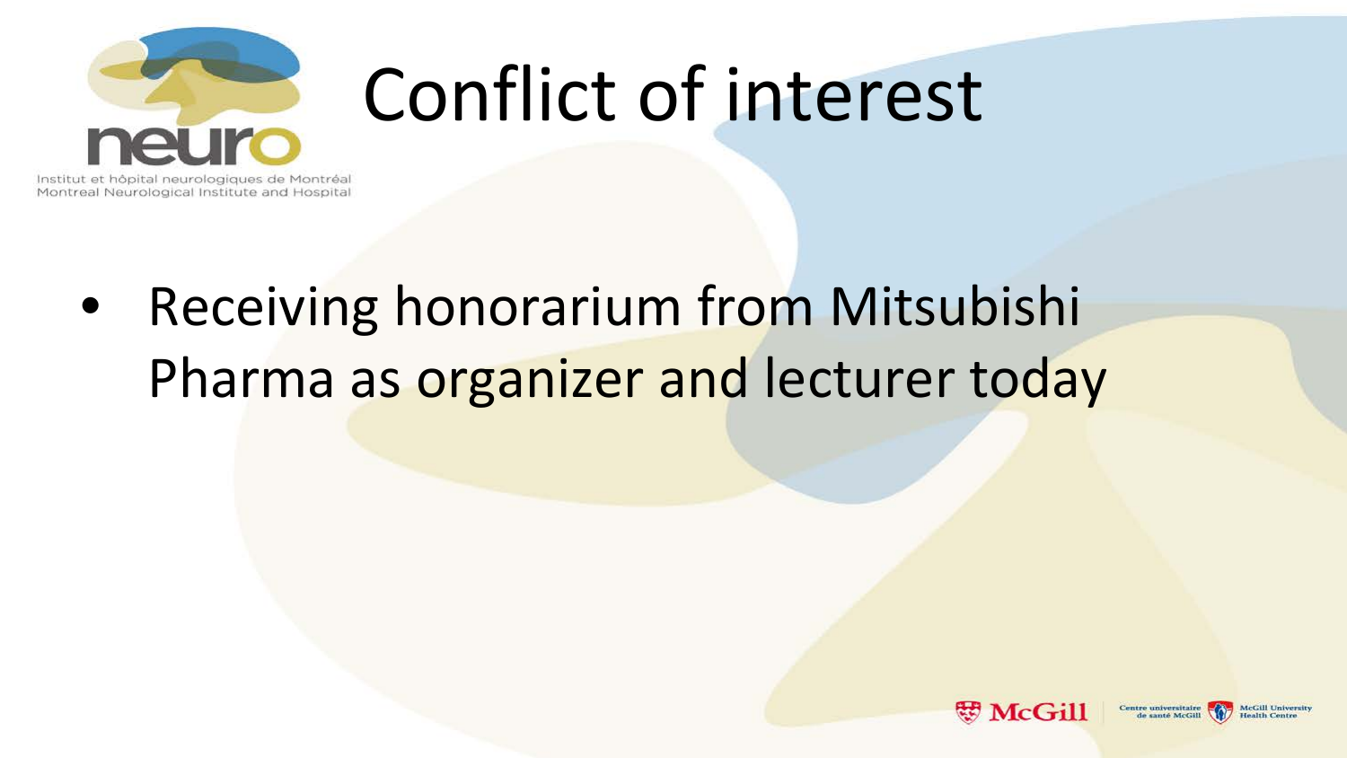# Conflict of interest

- Receiving honorarium from Mitsubishi Pharma as organizer and lecturer today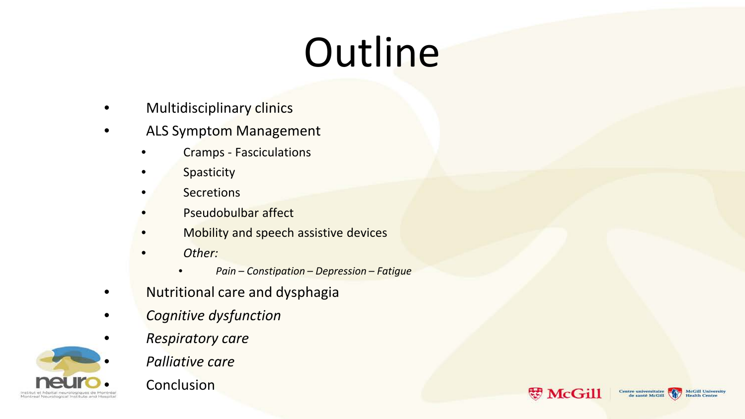# Outline

- Multidisciplinary clinics
- ALS Symptom Management
  - Cramps - Fasciculations
  - Spasticity
  - Secretions
  - Pseudobulbar affect
  - Mobility and speech assistive devices
  - *Other:*
    - *Pain – Constipation – Depression – Fatigue*
- Nutritional care and dysphagia
- *Cognitive dysfunction*
- *Respiratory care*
- *Palliative care*
- Conclusion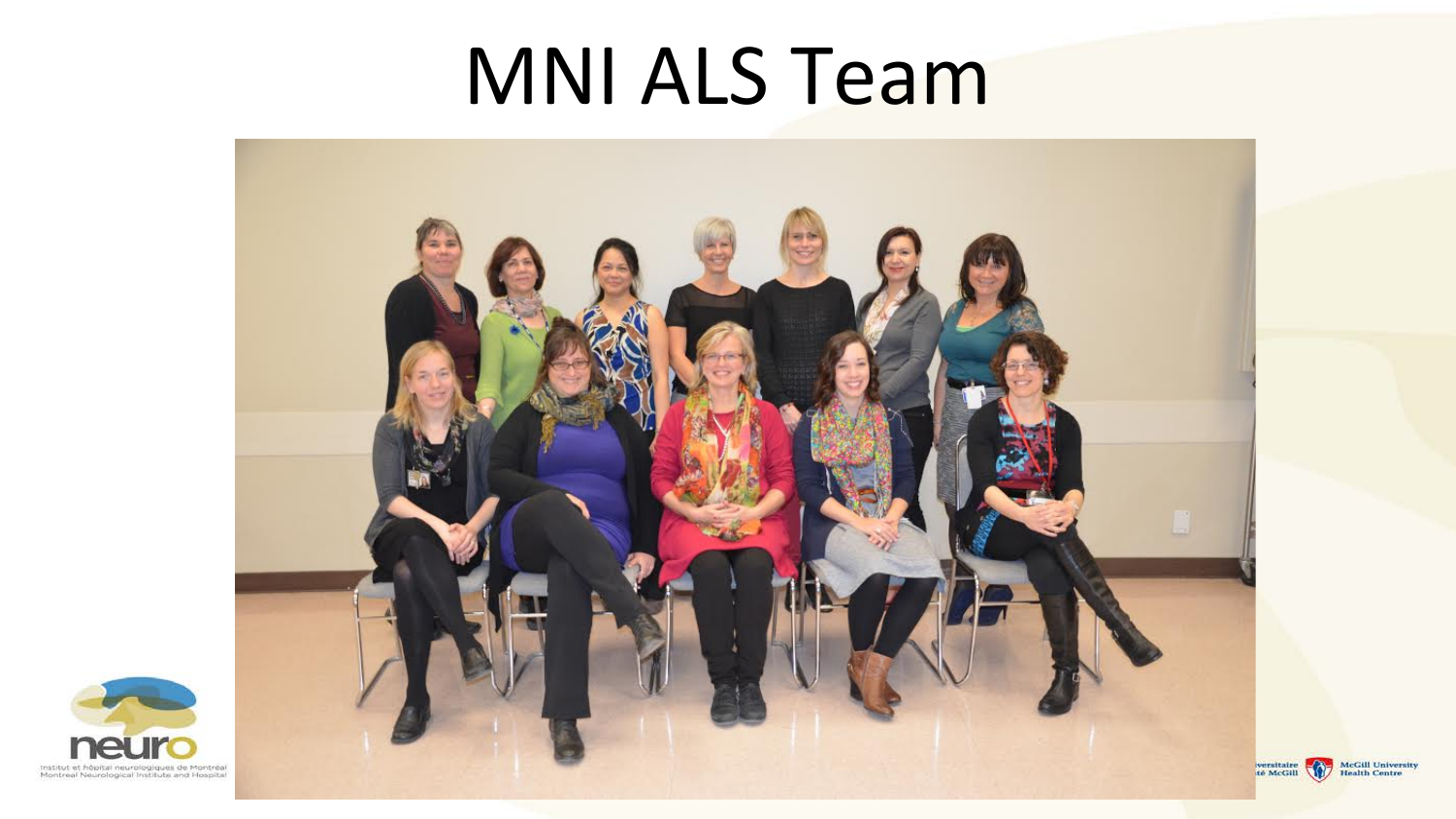# MNI ALS Team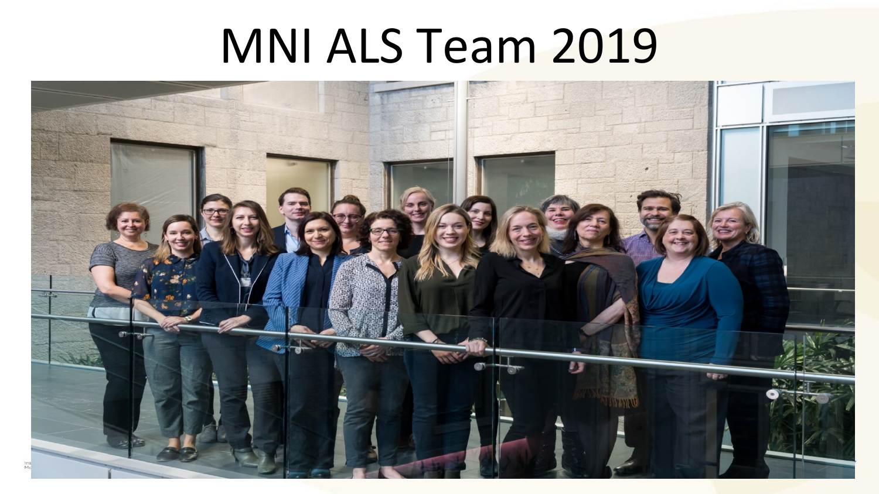# MNI ALS Team 2019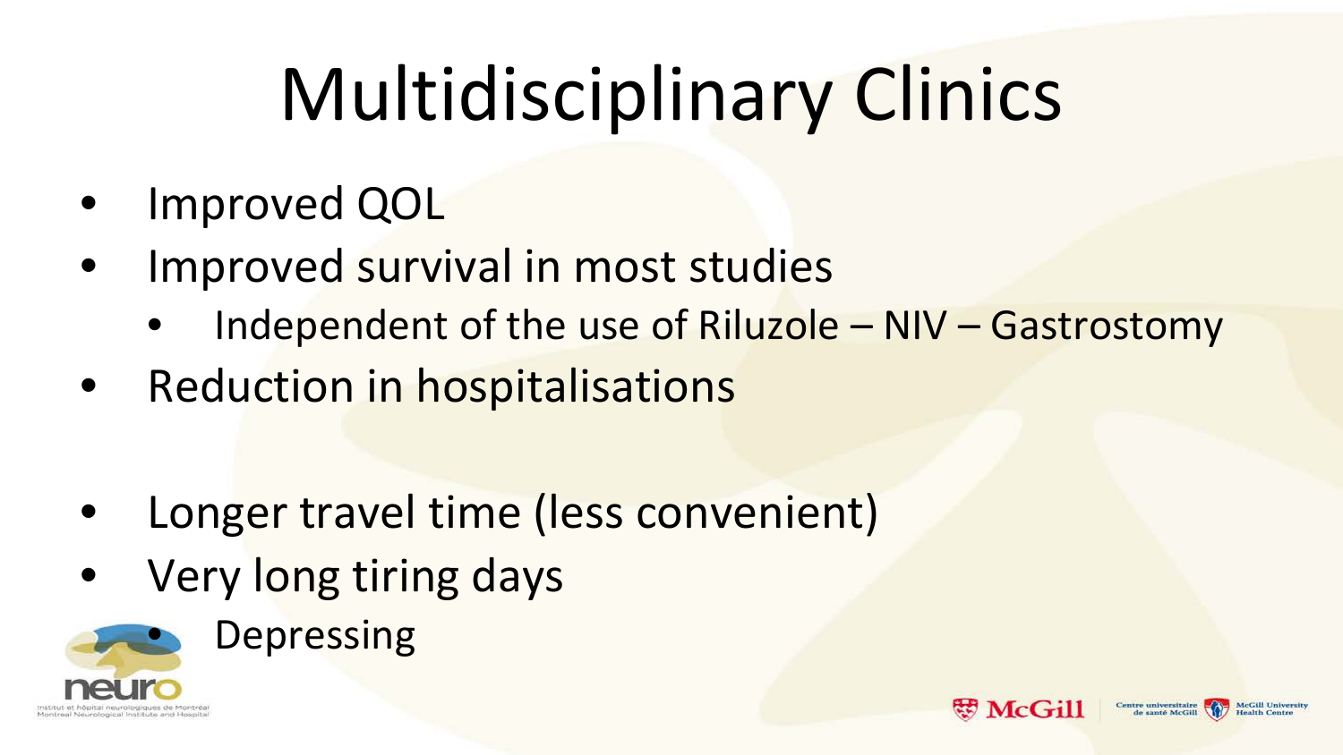# Multidisciplinary Clinics

- Improved QOL
- Improved survival in most studies
  - Independent of the use of Riluzole – NIV – Gastrostomy
- Reduction in hospitalisations

- Longer travel time (less convenient)
- Very long tiring days
  - Depressing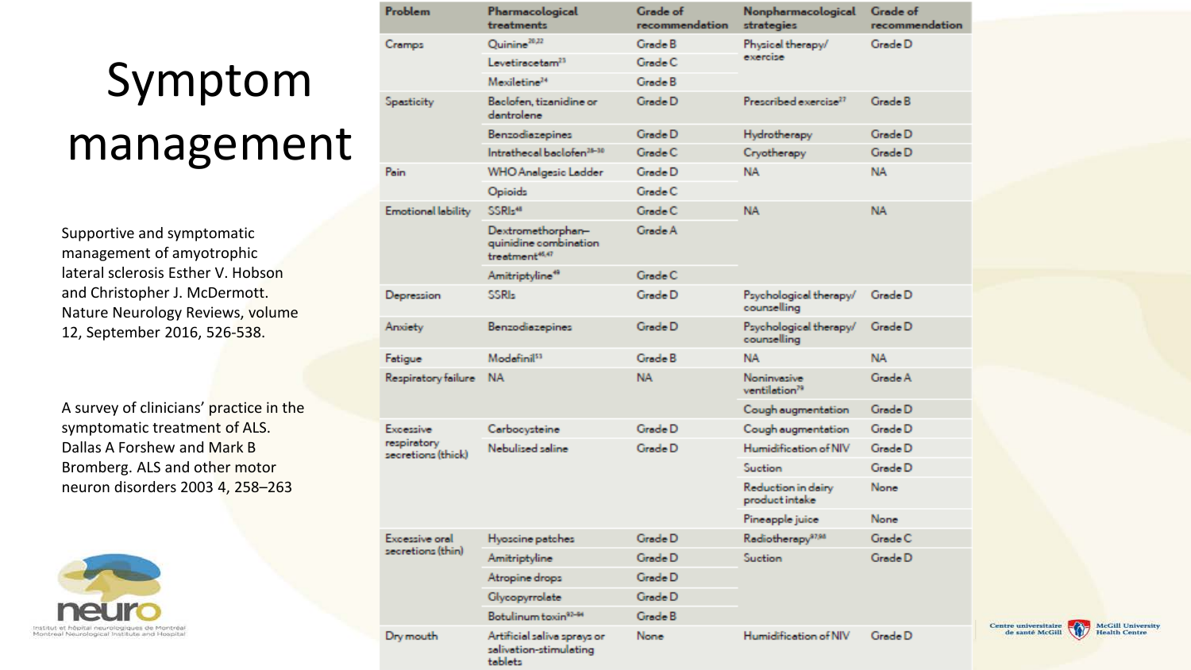# Symptom management

Supportive and symptomatic management of amyotrophic lateral sclerosis Esther V. Hobson and Christopher J. McDermott. Nature Neurology Reviews, volume 12, September 2016, 526-538.

A survey of clinicians' practice in the symptomatic treatment of ALS. Dallas A Forshew and Mark B Bromberg. ALS and other motor neuron disorders 2003 4, 258–263

| Problem | Pharmacological treatments | Grade of recommendation | Nonpharmacological strategies | Grade of recommendation |
|---|---|---|---|---|
| Cramps | Quinine[20,22] | Grade B | Physical therapy/ exercise | Grade D |
| | Levetiracetam[23] | Grade C | | |
| | Mexiletine[24] | Grade B | | |
| Spasticity | Baclofen, tizanidine or dantrolene | Grade D | Prescribed exercise[27] | Grade B |
| | Benzodiazepines | Grade D | Hydrotherapy | Grade D |
| | Intrathecal baclofen[28–30] | Grade C | Cryotherapy | Grade D |
| Pain | WHO Analgesic Ladder | Grade D | NA | NA |
| | Opioids | Grade C | | |
| Emotional lability | SSRIs[48] | Grade C | NA | NA |
| | Dextromethorphan–quinidine combination treatment[46,47] | Grade A | | |
| | Amitriptyline[49] | Grade C | | |
| Depression | SSRIs | Grade D | Psychological therapy/ counselling | Grade D |
| Anxiety | Benzodiazepines | Grade D | Psychological therapy/ counselling | Grade D |
| Fatigue | Modafinil[53] | Grade B | NA | NA |
| Respiratory failure | NA | NA | Noninvasive ventilation[79] | Grade A |
| | | | Cough augmentation | Grade D |
| Excessive respiratory secretions (thick) | Carbocysteine | Grade D | Cough augmentation | Grade D |
| | Nebulised saline | Grade D | Humidification of NIV | Grade D |
| | | | Suction | Grade D |
| | | | Reduction in dairy product intake | None |
| | | | Pineapple juice | None |
| Excessive oral secretions (thin) | Hyoscine patches | Grade D | Radiotherapy[87,98] | Grade C |
| | Amitriptyline | Grade D | Suction | Grade D |
| | Atropine drops | Grade D | | |
| | Glycopyrrolate | Grade D | | |
| | Botulinum toxin[92–94] | Grade B | | |
| Dry mouth | Artificial saliva sprays or salivation-stimulating tablets | None | Humidification of NIV | Grade D |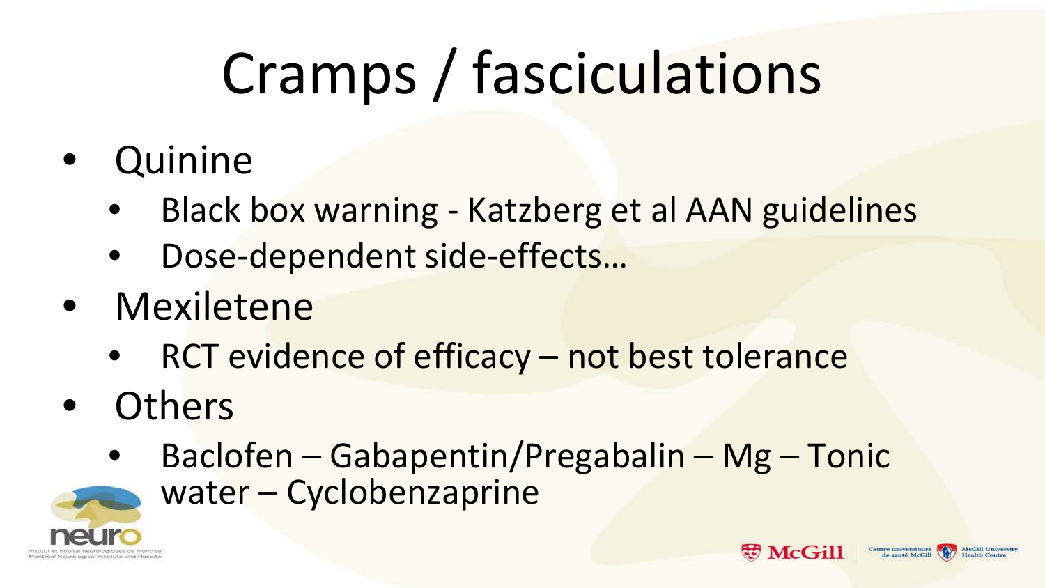# Cramps / fasciculations

- Quinine
  - Black box warning - Katzberg et al AAN guidelines
  - Dose-dependent side-effects…
- Mexiletene
  - RCT evidence of efficacy – not best tolerance
- Others
  - Baclofen – Gabapentin/Pregabalin – Mg – Tonic water – Cyclobenzaprine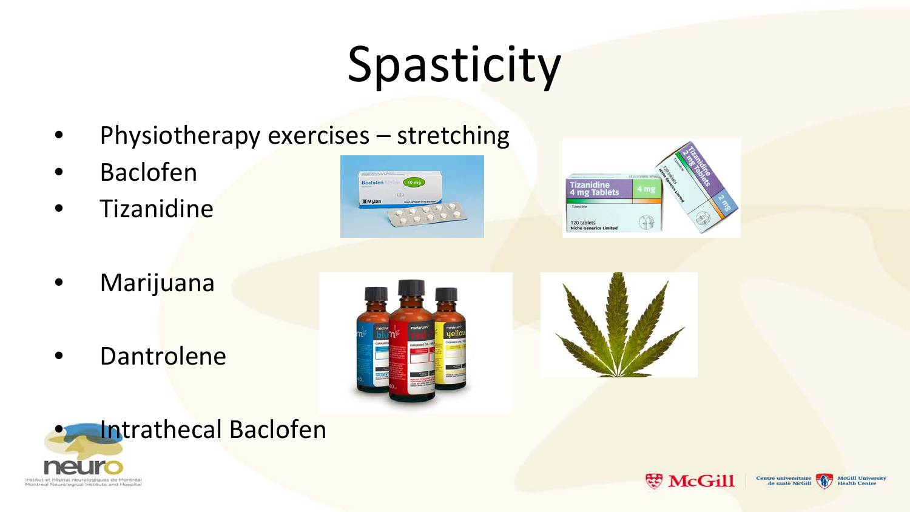# Spasticity

- Physiotherapy exercises – stretching
- Baclofen
- Tizanidine
- Marijuana
- Dantrolene
- Intrathecal Baclofen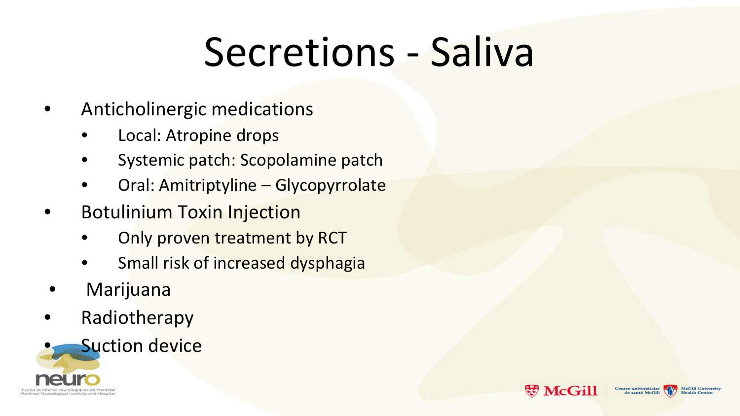# Secretions - Saliva

- Anticholinergic medications
  - Local: Atropine drops
  - Systemic patch: Scopolamine patch
  - Oral: Amitriptyline – Glycopyrrolate
- Botulinium Toxin Injection
  - Only proven treatment by RCT
  - Small risk of increased dysphagia
- Marijuana
- Radiotherapy
- Suction device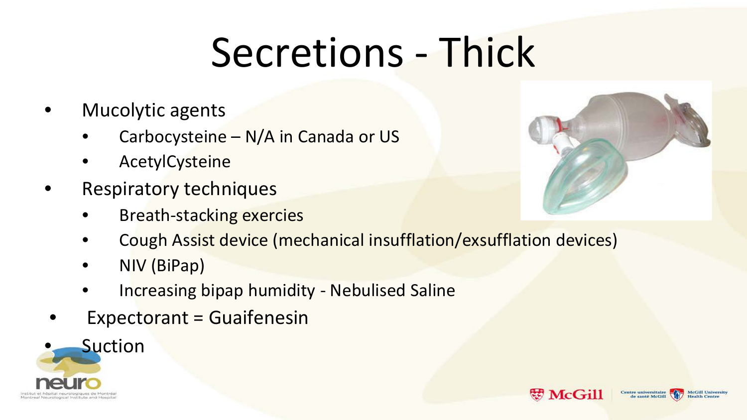# Secretions - Thick

- Mucolytic agents
  - Carbocysteine – N/A in Canada or US
  - AcetylCysteine
- Respiratory techniques
  - Breath-stacking exercies
  - Cough Assist device (mechanical insufflation/exsufflation devices)
  - NIV (BiPap)
  - Increasing bipap humidity - Nebulised Saline
- Expectorant = Guaifenesin
- Suction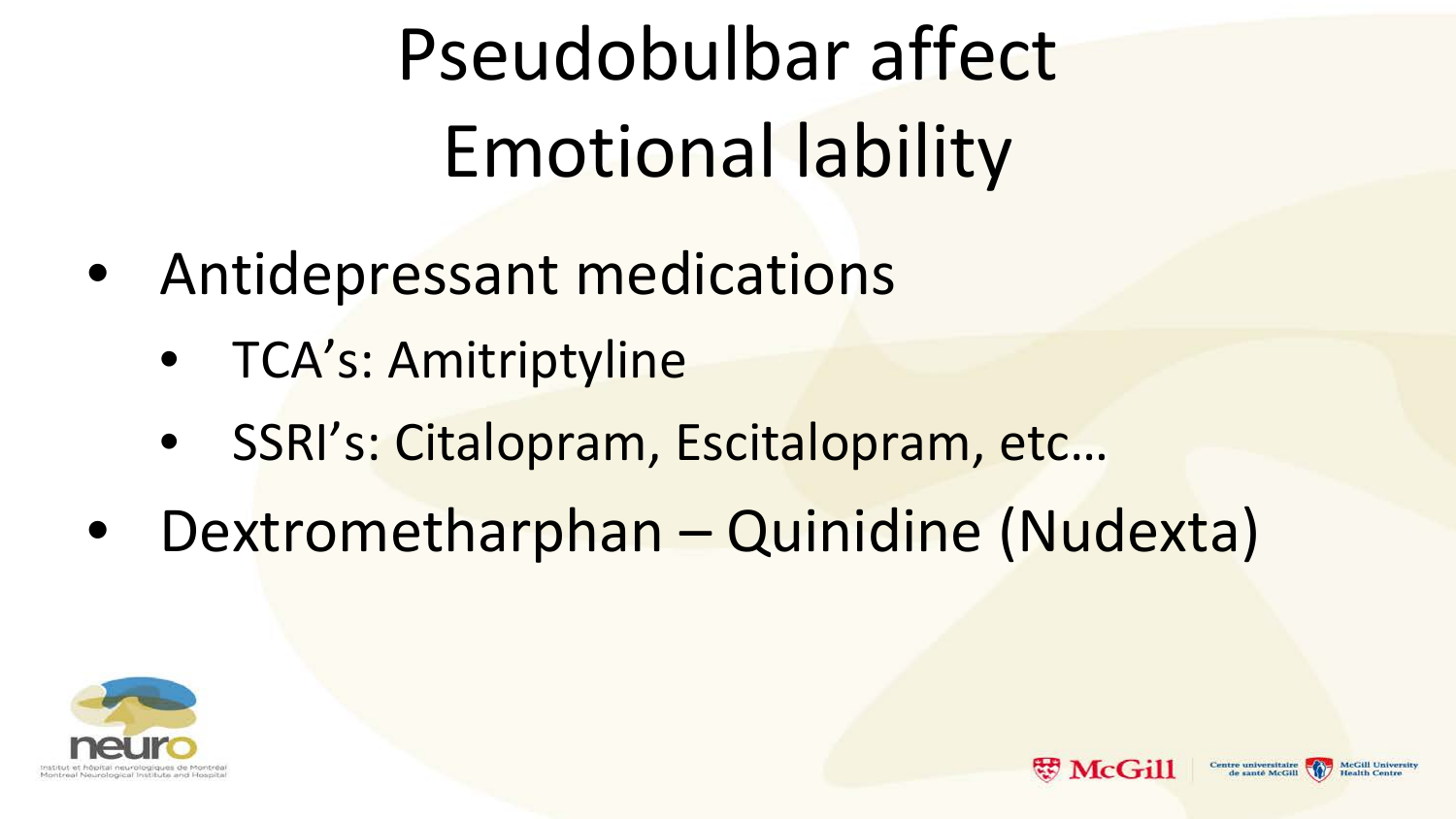# Pseudobulbar affect
# Emotional lability

- Antidepressant medications
  - TCA's: Amitriptyline
  - SSRI's: Citalopram, Escitalopram, etc…
- Dextrometharphan – Quinidine (Nudexta)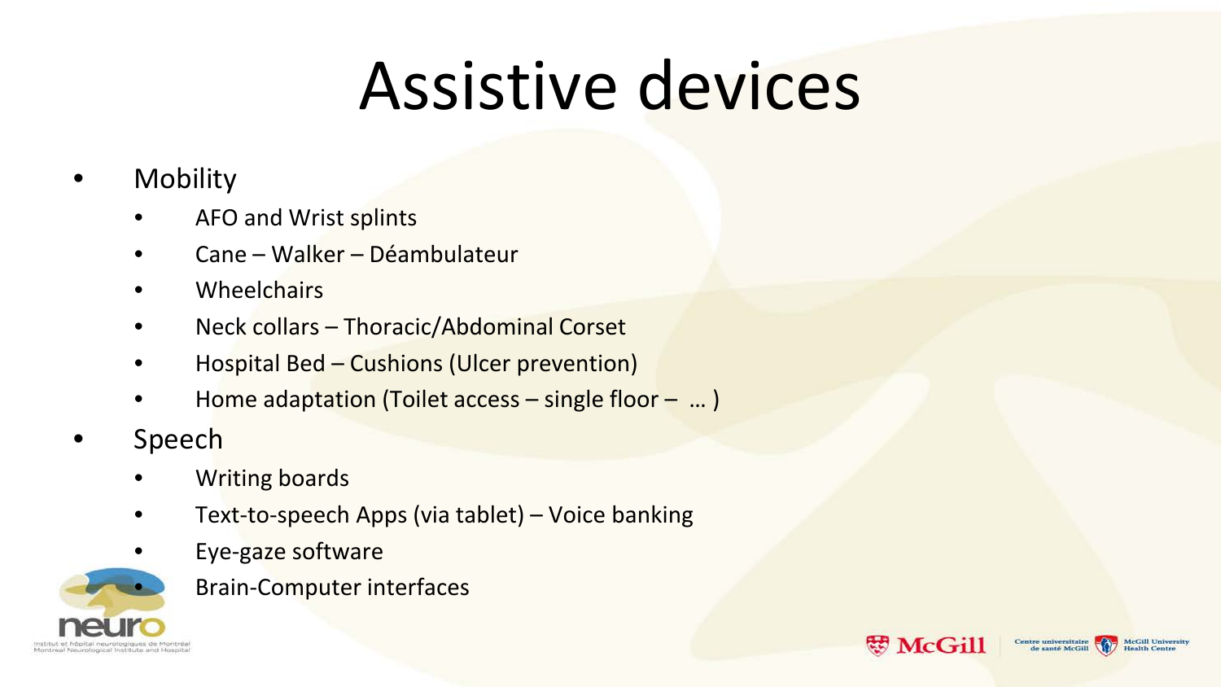# Assistive devices

- Mobility
  - AFO and Wrist splints
  - Cane – Walker – Déambulateur
  - Wheelchairs
  - Neck collars – Thoracic/Abdominal Corset
  - Hospital Bed – Cushions (Ulcer prevention)
  - Home adaptation (Toilet access – single floor – … )
- Speech
  - Writing boards
  - Text-to-speech Apps (via tablet) – Voice banking
  - Eye-gaze software
  - Brain-Computer interfaces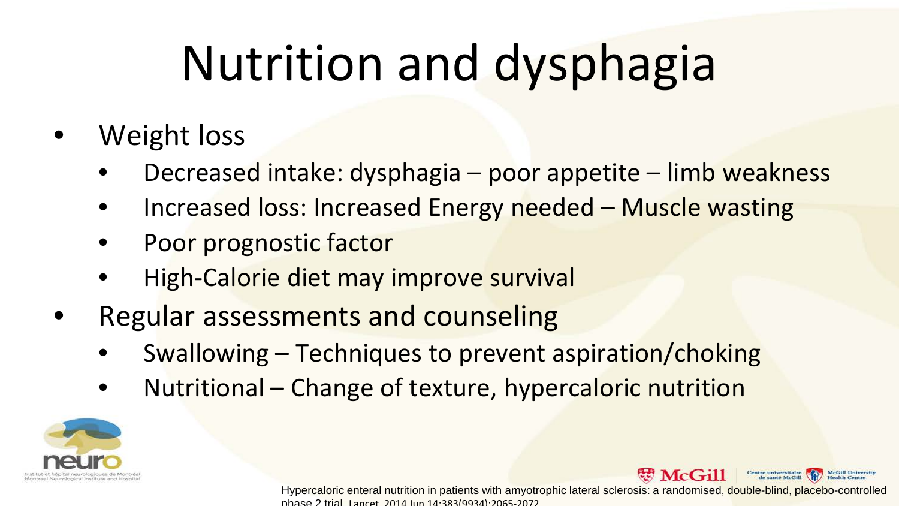# Nutrition and dysphagia

- Weight loss
  - Decreased intake: dysphagia – poor appetite – limb weakness
  - Increased loss: Increased Energy needed – Muscle wasting
  - Poor prognostic factor
  - High-Calorie diet may improve survival
- Regular assessments and counseling
  - Swallowing – Techniques to prevent aspiration/choking
  - Nutritional – Change of texture, hypercaloric nutrition

Hypercaloric enteral nutrition in patients with amyotrophic lateral sclerosis: a randomised, double-blind, placebo-controlled phase 2 trial. Lancet. 2014 Jun 14;383(9934):2065-2072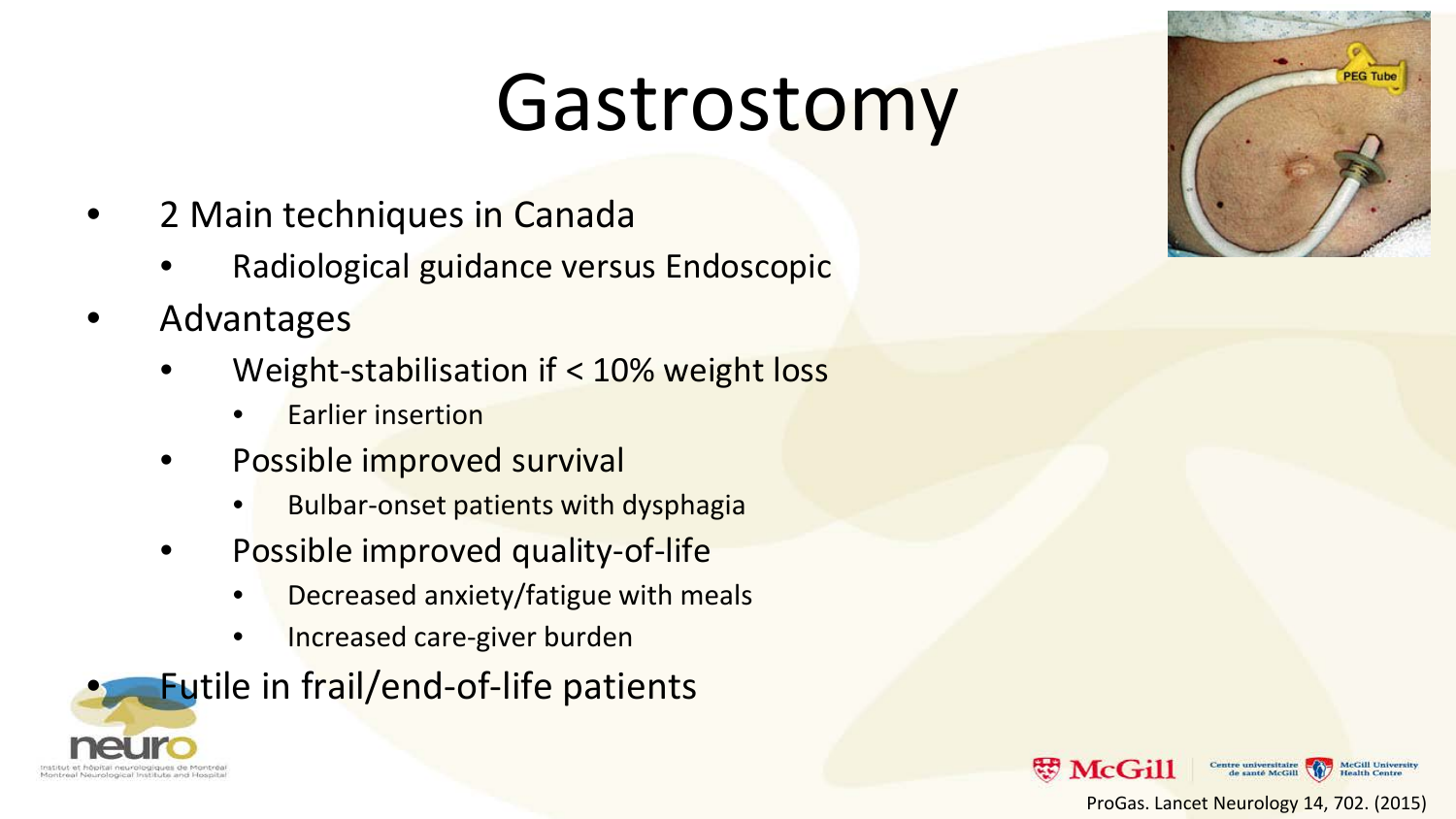# Gastrostomy

- 2 Main techniques in Canada
  - Radiological guidance versus Endoscopic
- Advantages
  - Weight-stabilisation if < 10% weight loss
    - Earlier insertion
  - Possible improved survival
    - Bulbar-onset patients with dysphagia
  - Possible improved quality-of-life
    - Decreased anxiety/fatigue with meals
    - Increased care-giver burden
- Futile in frail/end-of-life patients

ProGas. Lancet Neurology 14, 702. (2015)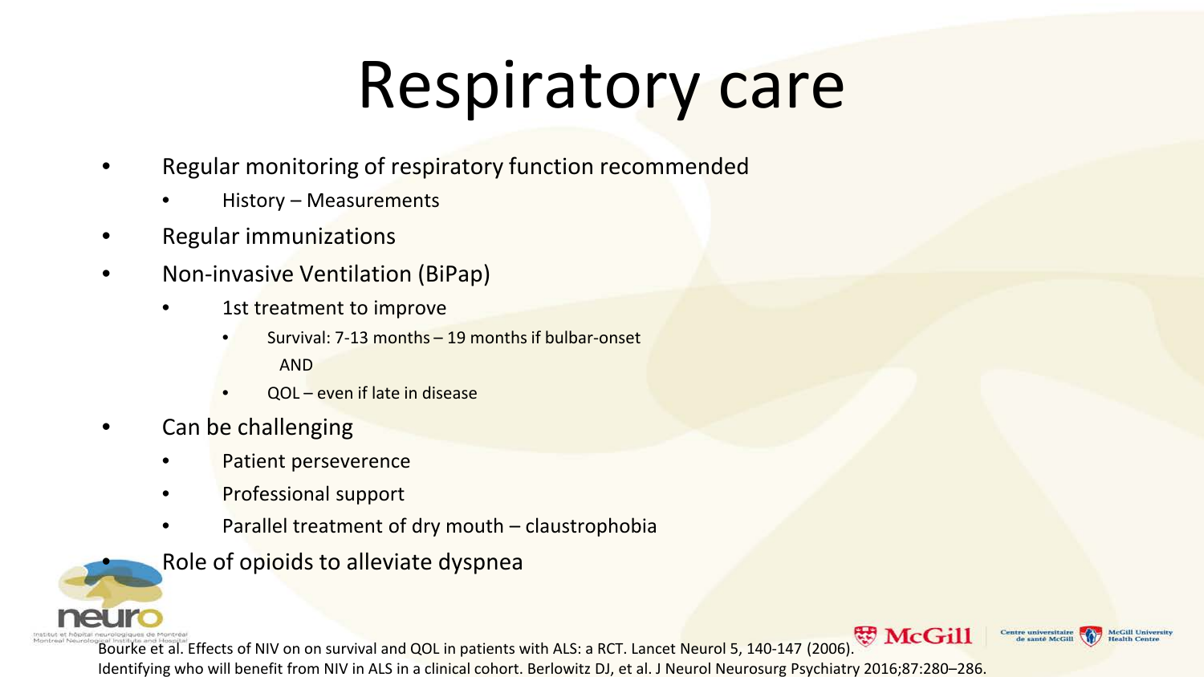# Respiratory care

- Regular monitoring of respiratory function recommended
  - History – Measurements
- Regular immunizations
- Non-invasive Ventilation (BiPap)
  - 1st treatment to improve
    - Survival: 7-13 months – 19 months if bulbar-onset

      AND
    - QOL – even if late in disease
- Can be challenging
  - Patient perseverence
  - Professional support
  - Parallel treatment of dry mouth – claustrophobia
- Role of opioids to alleviate dyspnea

Bourke et al. Effects of NIV on on survival and QOL in patients with ALS: a RCT. Lancet Neurol 5, 140-147 (2006).
Identifying who will benefit from NIV in ALS in a clinical cohort. Berlowitz DJ, et al. J Neurol Neurosurg Psychiatry 2016;87:280–286.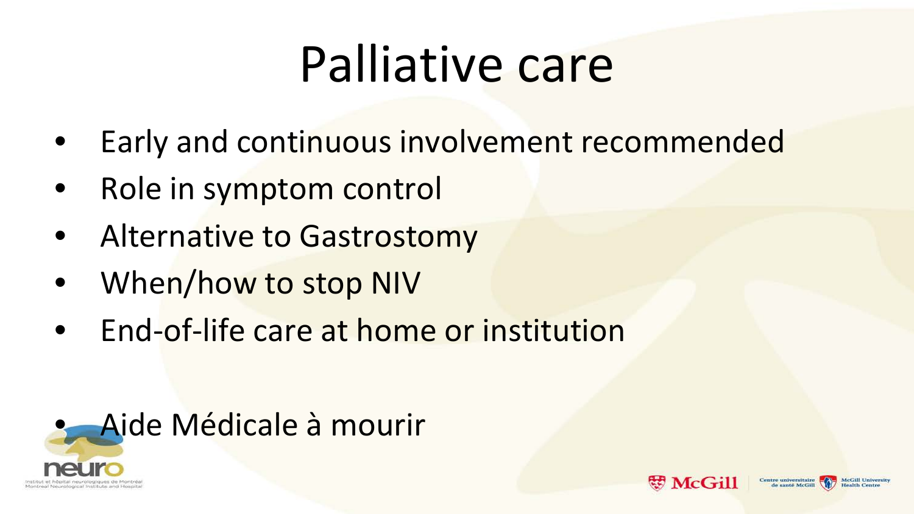# Palliative care

- Early and continuous involvement recommended
- Role in symptom control
- Alternative to Gastrostomy
- When/how to stop NIV
- End-of-life care at home or institution

- Aide Médicale à mourir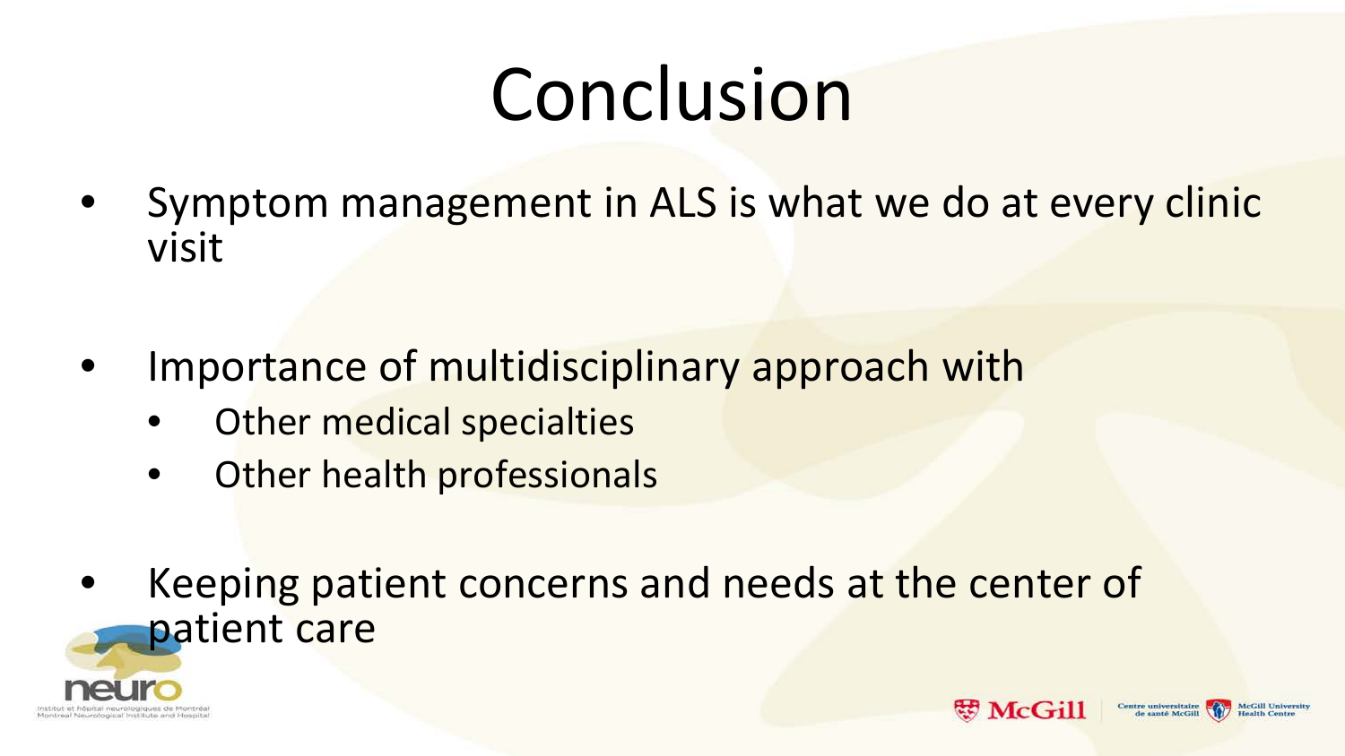# Conclusion

- Symptom management in ALS is what we do at every clinic visit
- Importance of multidisciplinary approach with
  - Other medical specialties
  - Other health professionals
- Keeping patient concerns and needs at the center of patient care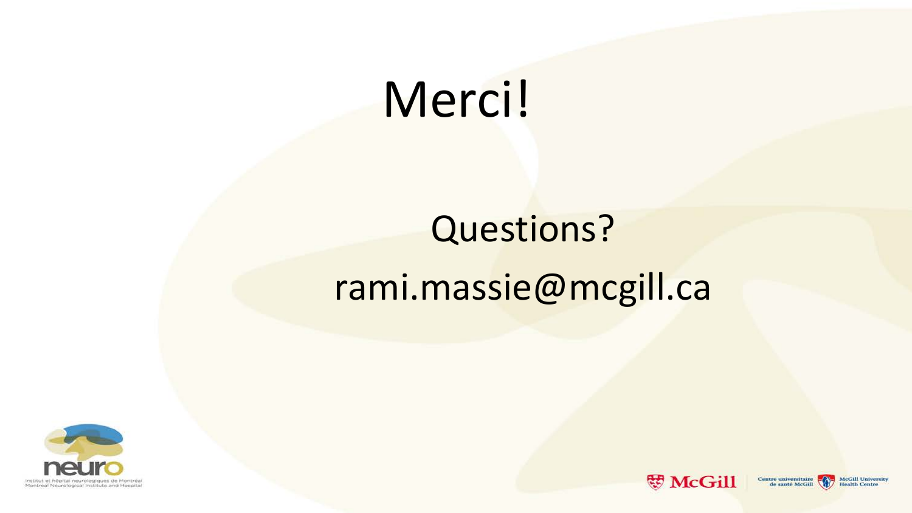# Merci!

Questions?

rami.massie@mcgill.ca